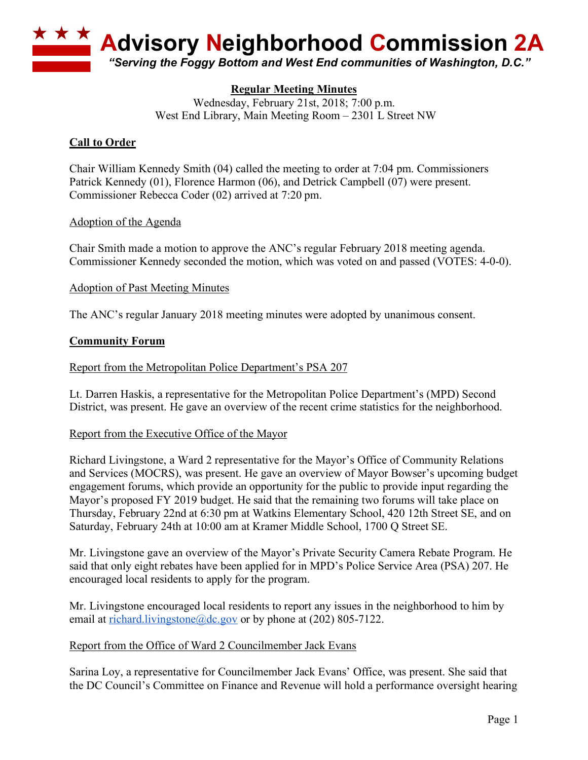# Advisory Neighborhood Commission 2A

*"Serving the Foggy Bottom and West End communities of Washington, D.C."*

**Regular Meeting Minutes**
Wednesday, February 21st, 2018; 7:00 p.m.
West End Library, Main Meeting Room – 2301 L Street NW

## Call to Order

Chair William Kennedy Smith (04) called the meeting to order at 7:04 pm. Commissioners Patrick Kennedy (01), Florence Harmon (06), and Detrick Campbell (07) were present. Commissioner Rebecca Coder (02) arrived at 7:20 pm.

### Adoption of the Agenda

Chair Smith made a motion to approve the ANC's regular February 2018 meeting agenda. Commissioner Kennedy seconded the motion, which was voted on and passed (VOTES: 4-0-0).

### Adoption of Past Meeting Minutes

The ANC's regular January 2018 meeting minutes were adopted by unanimous consent.

## Community Forum

### Report from the Metropolitan Police Department's PSA 207

Lt. Darren Haskis, a representative for the Metropolitan Police Department's (MPD) Second District, was present. He gave an overview of the recent crime statistics for the neighborhood.

### Report from the Executive Office of the Mayor

Richard Livingstone, a Ward 2 representative for the Mayor's Office of Community Relations and Services (MOCRS), was present. He gave an overview of Mayor Bowser's upcoming budget engagement forums, which provide an opportunity for the public to provide input regarding the Mayor's proposed FY 2019 budget. He said that the remaining two forums will take place on Thursday, February 22nd at 6:30 pm at Watkins Elementary School, 420 12th Street SE, and on Saturday, February 24th at 10:00 am at Kramer Middle School, 1700 Q Street SE.

Mr. Livingstone gave an overview of the Mayor's Private Security Camera Rebate Program. He said that only eight rebates have been applied for in MPD's Police Service Area (PSA) 207. He encouraged local residents to apply for the program.

Mr. Livingstone encouraged local residents to report any issues in the neighborhood to him by email at richard.livingstone@dc.gov or by phone at (202) 805-7122.

### Report from the Office of Ward 2 Councilmember Jack Evans

Sarina Loy, a representative for Councilmember Jack Evans' Office, was present. She said that the DC Council's Committee on Finance and Revenue will hold a performance oversight hearing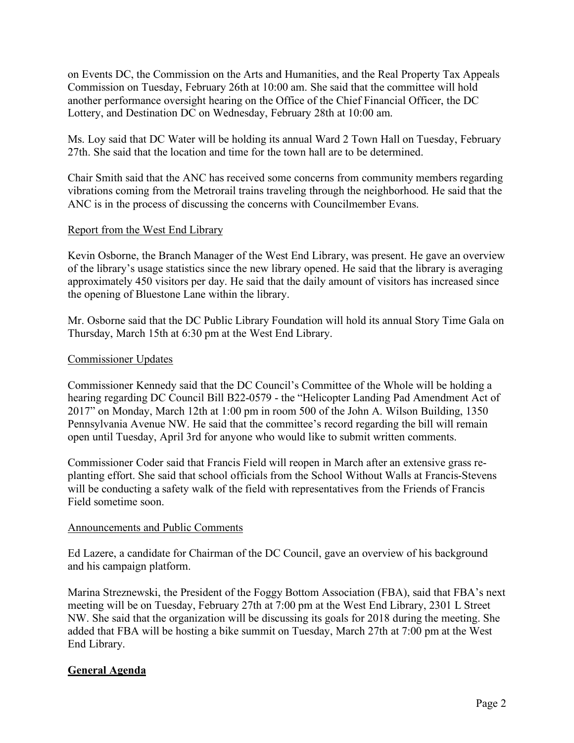on Events DC, the Commission on the Arts and Humanities, and the Real Property Tax Appeals Commission on Tuesday, February 26th at 10:00 am. She said that the committee will hold another performance oversight hearing on the Office of the Chief Financial Officer, the DC Lottery, and Destination DC on Wednesday, February 28th at 10:00 am.

Ms. Loy said that DC Water will be holding its annual Ward 2 Town Hall on Tuesday, February 27th. She said that the location and time for the town hall are to be determined.

Chair Smith said that the ANC has received some concerns from community members regarding vibrations coming from the Metrorail trains traveling through the neighborhood. He said that the ANC is in the process of discussing the concerns with Councilmember Evans.

Report from the West End Library

Kevin Osborne, the Branch Manager of the West End Library, was present. He gave an overview of the library's usage statistics since the new library opened. He said that the library is averaging approximately 450 visitors per day. He said that the daily amount of visitors has increased since the opening of Bluestone Lane within the library.

Mr. Osborne said that the DC Public Library Foundation will hold its annual Story Time Gala on Thursday, March 15th at 6:30 pm at the West End Library.

Commissioner Updates

Commissioner Kennedy said that the DC Council's Committee of the Whole will be holding a hearing regarding DC Council Bill B22-0579 - the "Helicopter Landing Pad Amendment Act of 2017" on Monday, March 12th at 1:00 pm in room 500 of the John A. Wilson Building, 1350 Pennsylvania Avenue NW. He said that the committee's record regarding the bill will remain open until Tuesday, April 3rd for anyone who would like to submit written comments.

Commissioner Coder said that Francis Field will reopen in March after an extensive grass re-planting effort. She said that school officials from the School Without Walls at Francis-Stevens will be conducting a safety walk of the field with representatives from the Friends of Francis Field sometime soon.

Announcements and Public Comments

Ed Lazere, a candidate for Chairman of the DC Council, gave an overview of his background and his campaign platform.

Marina Streznewski, the President of the Foggy Bottom Association (FBA), said that FBA's next meeting will be on Tuesday, February 27th at 7:00 pm at the West End Library, 2301 L Street NW. She said that the organization will be discussing its goals for 2018 during the meeting. She added that FBA will be hosting a bike summit on Tuesday, March 27th at 7:00 pm at the West End Library.

**General Agenda**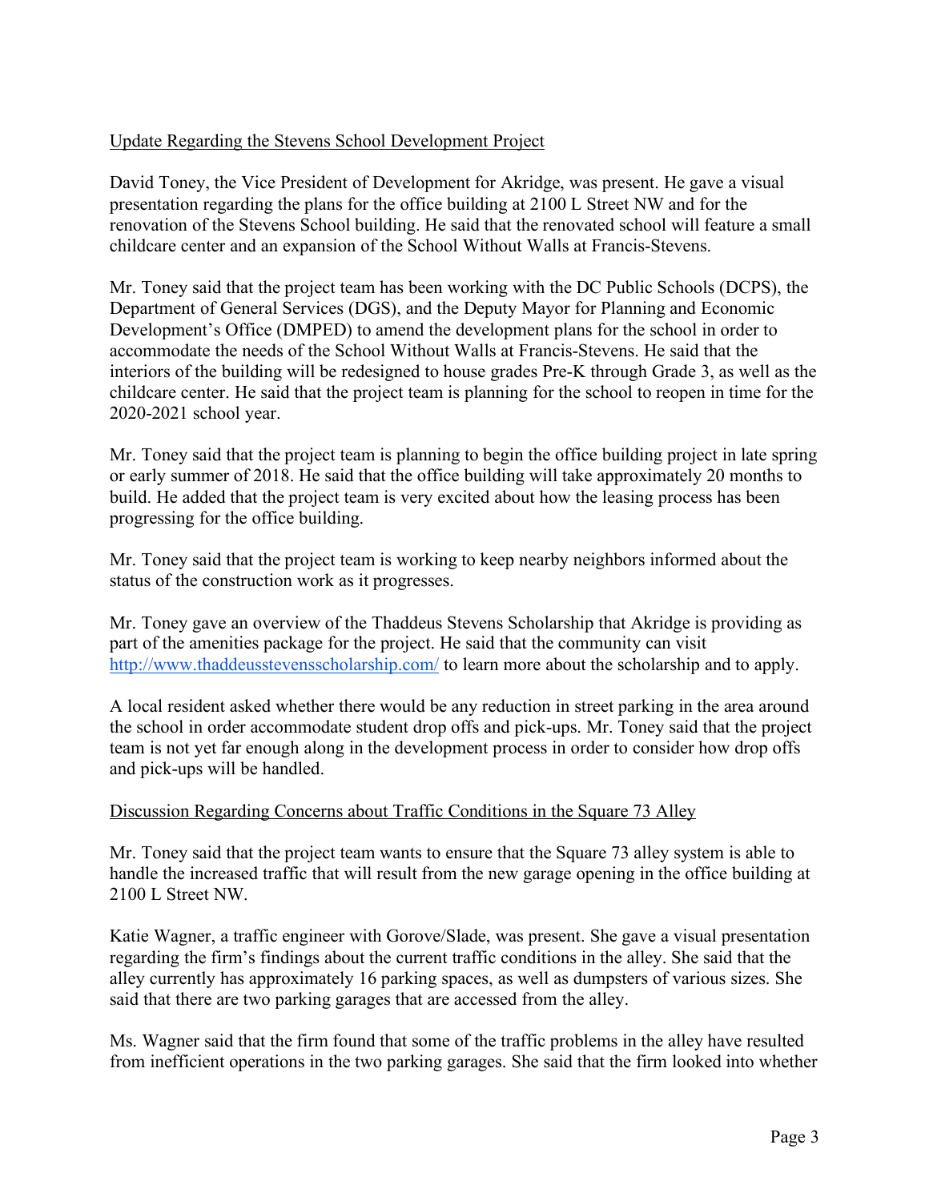<u>Update Regarding the Stevens School Development Project</u>

David Toney, the Vice President of Development for Akridge, was present. He gave a visual presentation regarding the plans for the office building at 2100 L Street NW and for the renovation of the Stevens School building. He said that the renovated school will feature a small childcare center and an expansion of the School Without Walls at Francis-Stevens.

Mr. Toney said that the project team has been working with the DC Public Schools (DCPS), the Department of General Services (DGS), and the Deputy Mayor for Planning and Economic Development's Office (DMPED) to amend the development plans for the school in order to accommodate the needs of the School Without Walls at Francis-Stevens. He said that the interiors of the building will be redesigned to house grades Pre-K through Grade 3, as well as the childcare center. He said that the project team is planning for the school to reopen in time for the 2020-2021 school year.

Mr. Toney said that the project team is planning to begin the office building project in late spring or early summer of 2018. He said that the office building will take approximately 20 months to build. He added that the project team is very excited about how the leasing process has been progressing for the office building.

Mr. Toney said that the project team is working to keep nearby neighbors informed about the status of the construction work as it progresses.

Mr. Toney gave an overview of the Thaddeus Stevens Scholarship that Akridge is providing as part of the amenities package for the project. He said that the community can visit [http://www.thaddeusstevensscholarship.com/](http://www.thaddeusstevensscholarship.com/) to learn more about the scholarship and to apply.

A local resident asked whether there would be any reduction in street parking in the area around the school in order accommodate student drop offs and pick-ups. Mr. Toney said that the project team is not yet far enough along in the development process in order to consider how drop offs and pick-ups will be handled.

<u>Discussion Regarding Concerns about Traffic Conditions in the Square 73 Alley</u>

Mr. Toney said that the project team wants to ensure that the Square 73 alley system is able to handle the increased traffic that will result from the new garage opening in the office building at 2100 L Street NW.

Katie Wagner, a traffic engineer with Gorove/Slade, was present. She gave a visual presentation regarding the firm's findings about the current traffic conditions in the alley. She said that the alley currently has approximately 16 parking spaces, as well as dumpsters of various sizes. She said that there are two parking garages that are accessed from the alley.

Ms. Wagner said that the firm found that some of the traffic problems in the alley have resulted from inefficient operations in the two parking garages. She said that the firm looked into whether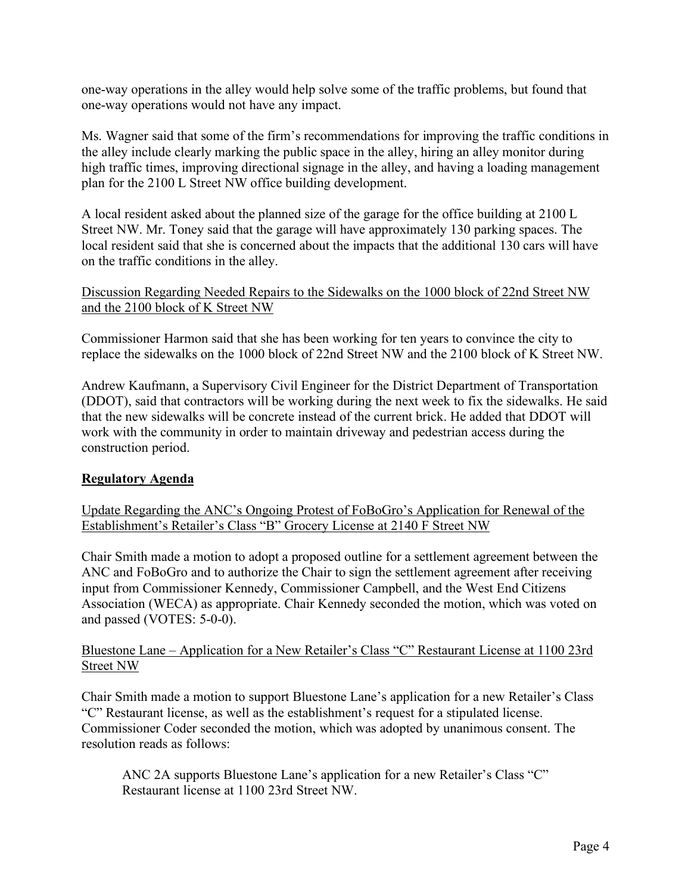one-way operations in the alley would help solve some of the traffic problems, but found that one-way operations would not have any impact.

Ms. Wagner said that some of the firm's recommendations for improving the traffic conditions in the alley include clearly marking the public space in the alley, hiring an alley monitor during high traffic times, improving directional signage in the alley, and having a loading management plan for the 2100 L Street NW office building development.

A local resident asked about the planned size of the garage for the office building at 2100 L Street NW. Mr. Toney said that the garage will have approximately 130 parking spaces. The local resident said that she is concerned about the impacts that the additional 130 cars will have on the traffic conditions in the alley.

<u>Discussion Regarding Needed Repairs to the Sidewalks on the 1000 block of 22nd Street NW and the 2100 block of K Street NW</u>

Commissioner Harmon said that she has been working for ten years to convince the city to replace the sidewalks on the 1000 block of 22nd Street NW and the 2100 block of K Street NW.

Andrew Kaufmann, a Supervisory Civil Engineer for the District Department of Transportation (DDOT), said that contractors will be working during the next week to fix the sidewalks. He said that the new sidewalks will be concrete instead of the current brick. He added that DDOT will work with the community in order to maintain driveway and pedestrian access during the construction period.

## **<u>Regulatory Agenda</u>**

<u>Update Regarding the ANC's Ongoing Protest of FoBoGro's Application for Renewal of the Establishment's Retailer's Class "B" Grocery License at 2140 F Street NW</u>

Chair Smith made a motion to adopt a proposed outline for a settlement agreement between the ANC and FoBoGro and to authorize the Chair to sign the settlement agreement after receiving input from Commissioner Kennedy, Commissioner Campbell, and the West End Citizens Association (WECA) as appropriate. Chair Kennedy seconded the motion, which was voted on and passed (VOTES: 5-0-0).

<u>Bluestone Lane – Application for a New Retailer's Class "C" Restaurant License at 1100 23rd Street NW</u>

Chair Smith made a motion to support Bluestone Lane's application for a new Retailer's Class "C" Restaurant license, as well as the establishment's request for a stipulated license. Commissioner Coder seconded the motion, which was adopted by unanimous consent. The resolution reads as follows:

> ANC 2A supports Bluestone Lane's application for a new Retailer's Class "C" Restaurant license at 1100 23rd Street NW.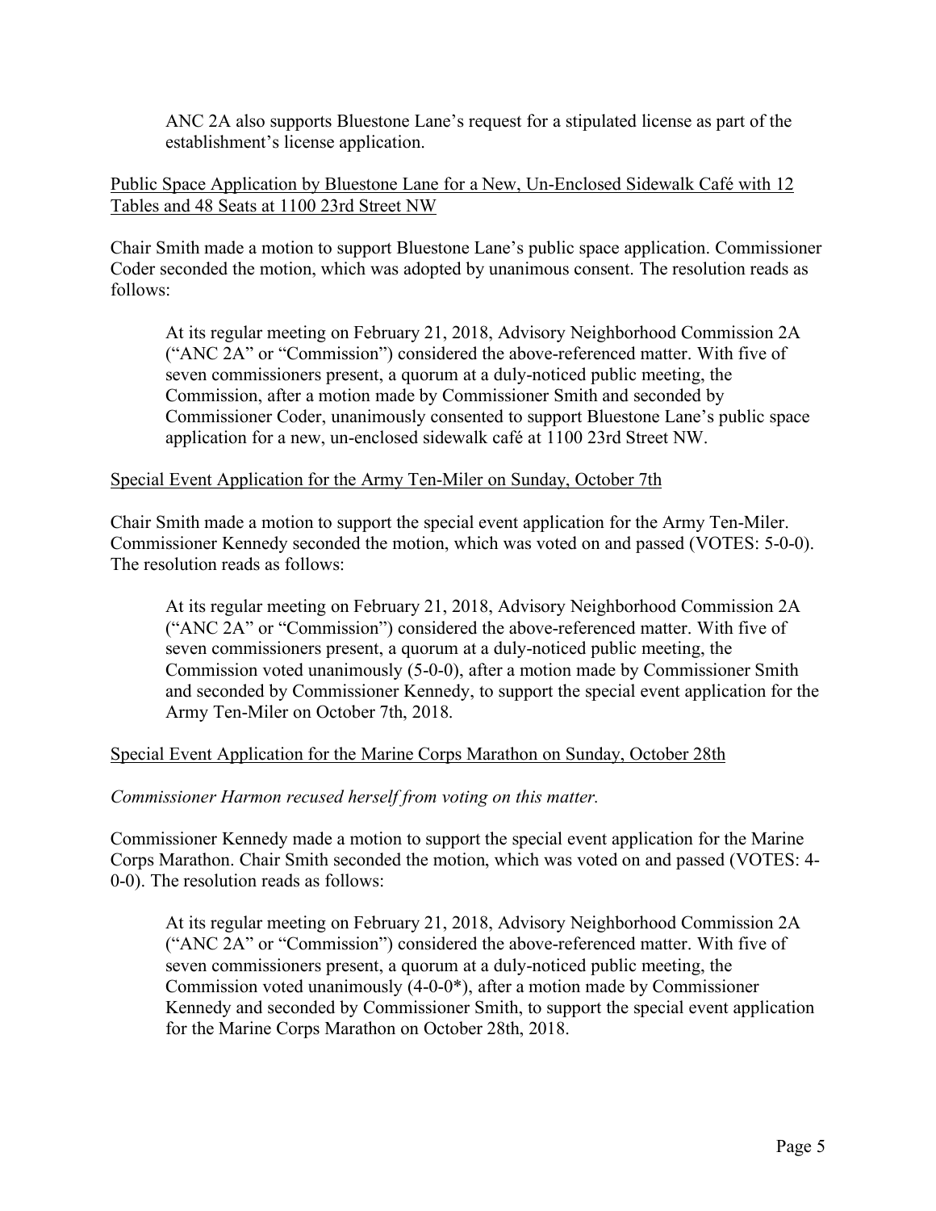ANC 2A also supports Bluestone Lane's request for a stipulated license as part of the establishment's license application.

<u>Public Space Application by Bluestone Lane for a New, Un-Enclosed Sidewalk Café with 12 Tables and 48 Seats at 1100 23rd Street NW</u>

Chair Smith made a motion to support Bluestone Lane's public space application. Commissioner Coder seconded the motion, which was adopted by unanimous consent. The resolution reads as follows:

> At its regular meeting on February 21, 2018, Advisory Neighborhood Commission 2A ("ANC 2A" or "Commission") considered the above-referenced matter. With five of seven commissioners present, a quorum at a duly-noticed public meeting, the Commission, after a motion made by Commissioner Smith and seconded by Commissioner Coder, unanimously consented to support Bluestone Lane's public space application for a new, un-enclosed sidewalk café at 1100 23rd Street NW.

<u>Special Event Application for the Army Ten-Miler on Sunday, October 7th</u>

Chair Smith made a motion to support the special event application for the Army Ten-Miler. Commissioner Kennedy seconded the motion, which was voted on and passed (VOTES: 5-0-0). The resolution reads as follows:

> At its regular meeting on February 21, 2018, Advisory Neighborhood Commission 2A ("ANC 2A" or "Commission") considered the above-referenced matter. With five of seven commissioners present, a quorum at a duly-noticed public meeting, the Commission voted unanimously (5-0-0), after a motion made by Commissioner Smith and seconded by Commissioner Kennedy, to support the special event application for the Army Ten-Miler on October 7th, 2018.

<u>Special Event Application for the Marine Corps Marathon on Sunday, October 28th</u>

*Commissioner Harmon recused herself from voting on this matter.*

Commissioner Kennedy made a motion to support the special event application for the Marine Corps Marathon. Chair Smith seconded the motion, which was voted on and passed (VOTES: 4-0-0). The resolution reads as follows:

> At its regular meeting on February 21, 2018, Advisory Neighborhood Commission 2A ("ANC 2A" or "Commission") considered the above-referenced matter. With five of seven commissioners present, a quorum at a duly-noticed public meeting, the Commission voted unanimously (4-0-0*), after a motion made by Commissioner Kennedy and seconded by Commissioner Smith, to support the special event application for the Marine Corps Marathon on October 28th, 2018.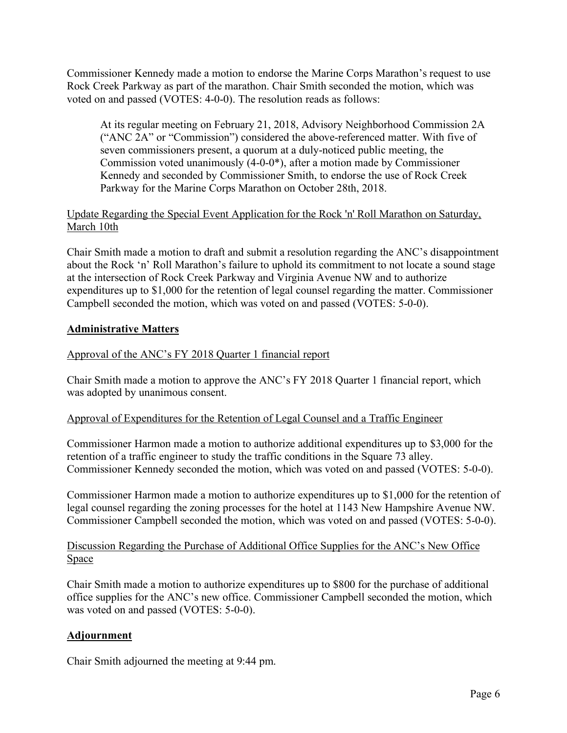Commissioner Kennedy made a motion to endorse the Marine Corps Marathon's request to use Rock Creek Parkway as part of the marathon. Chair Smith seconded the motion, which was voted on and passed (VOTES: 4-0-0). The resolution reads as follows:

> At its regular meeting on February 21, 2018, Advisory Neighborhood Commission 2A ("ANC 2A" or "Commission") considered the above-referenced matter. With five of seven commissioners present, a quorum at a duly-noticed public meeting, the Commission voted unanimously (4-0-0*), after a motion made by Commissioner Kennedy and seconded by Commissioner Smith, to endorse the use of Rock Creek Parkway for the Marine Corps Marathon on October 28th, 2018.

<u>Update Regarding the Special Event Application for the Rock 'n' Roll Marathon on Saturday, March 10th</u>

Chair Smith made a motion to draft and submit a resolution regarding the ANC's disappointment about the Rock 'n' Roll Marathon's failure to uphold its commitment to not locate a sound stage at the intersection of Rock Creek Parkway and Virginia Avenue NW and to authorize expenditures up to $1,000 for the retention of legal counsel regarding the matter. Commissioner Campbell seconded the motion, which was voted on and passed (VOTES: 5-0-0).

## Administrative Matters

<u>Approval of the ANC's FY 2018 Quarter 1 financial report</u>

Chair Smith made a motion to approve the ANC's FY 2018 Quarter 1 financial report, which was adopted by unanimous consent.

<u>Approval of Expenditures for the Retention of Legal Counsel and a Traffic Engineer</u>

Commissioner Harmon made a motion to authorize additional expenditures up to $3,000 for the retention of a traffic engineer to study the traffic conditions in the Square 73 alley. Commissioner Kennedy seconded the motion, which was voted on and passed (VOTES: 5-0-0).

Commissioner Harmon made a motion to authorize expenditures up to $1,000 for the retention of legal counsel regarding the zoning processes for the hotel at 1143 New Hampshire Avenue NW. Commissioner Campbell seconded the motion, which was voted on and passed (VOTES: 5-0-0).

<u>Discussion Regarding the Purchase of Additional Office Supplies for the ANC's New Office Space</u>

Chair Smith made a motion to authorize expenditures up to $800 for the purchase of additional office supplies for the ANC's new office. Commissioner Campbell seconded the motion, which was voted on and passed (VOTES: 5-0-0).

## Adjournment

Chair Smith adjourned the meeting at 9:44 pm.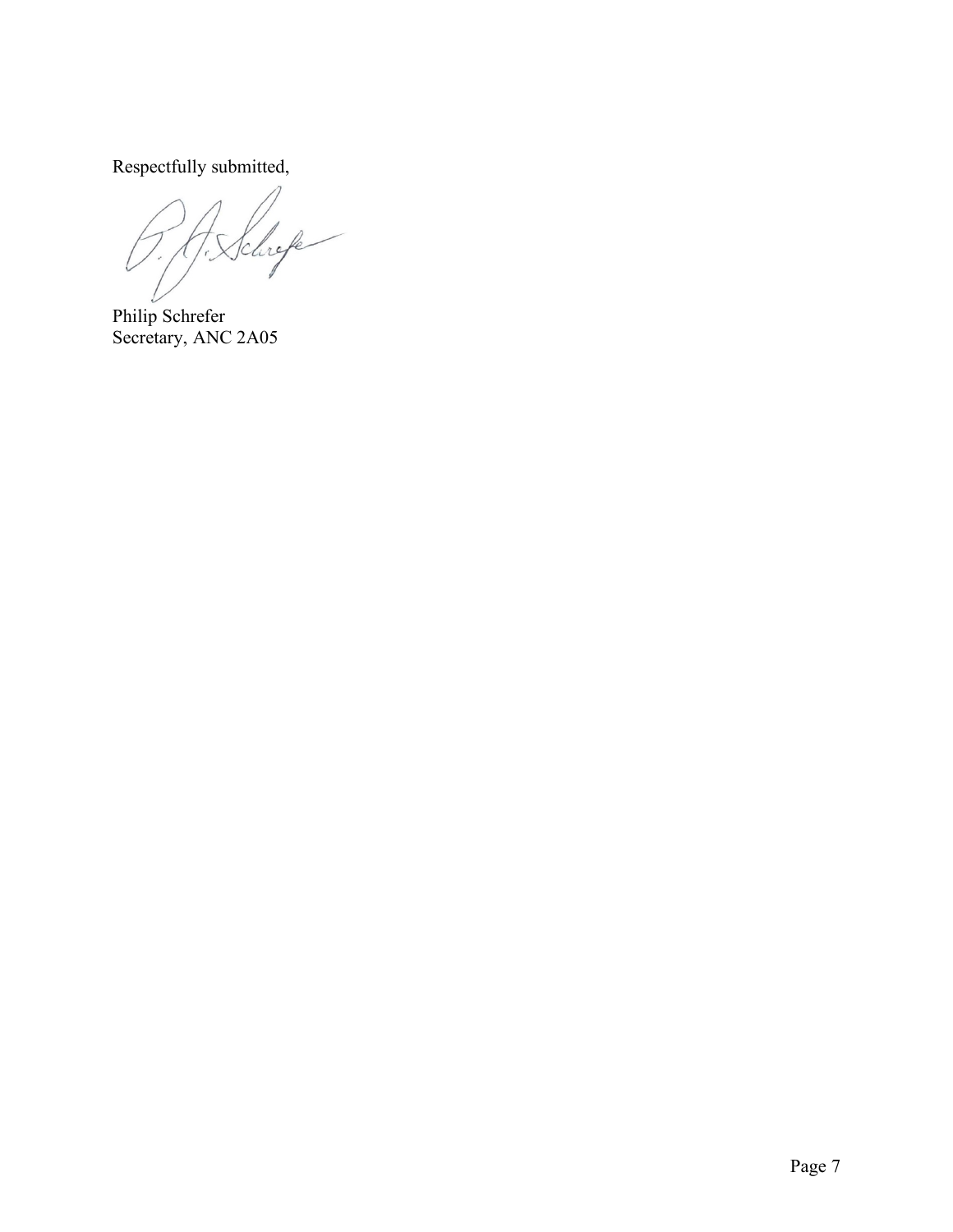Respectfully submitted,

Philip Schrefer
Secretary, ANC 2A05